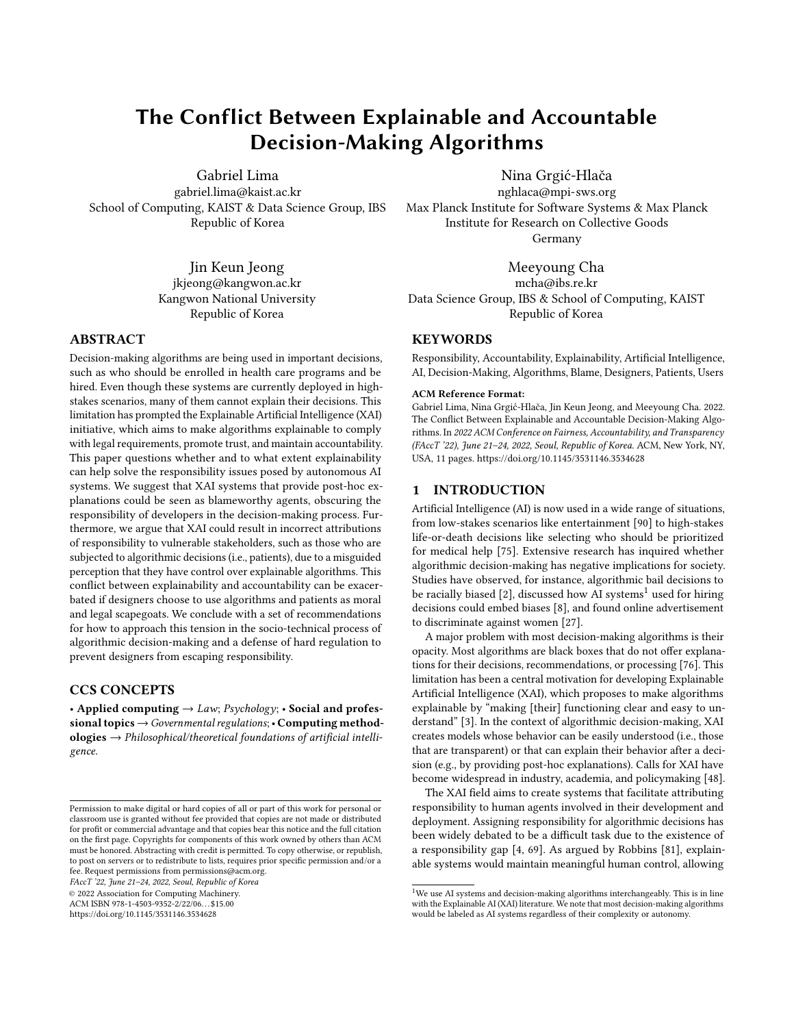# The Conflict Between Explainable and Accountable Decision-Making Algorithms

Gabriel Lima
gabriel.lima@kaist.ac.kr
School of Computing, KAIST & Data Science Group, IBS
Republic of Korea

Nina Grgić-Hlača
nghlaca@mpi-sws.org
Max Planck Institute for Software Systems & Max Planck Institute for Research on Collective Goods
Germany

Jin Keun Jeong
jkjeong@kangwon.ac.kr
Kangwon National University
Republic of Korea

Meeyoung Cha
mcha@ibs.re.kr
Data Science Group, IBS & School of Computing, KAIST
Republic of Korea

## ABSTRACT

Decision-making algorithms are being used in important decisions, such as who should be enrolled in health care programs and be hired. Even though these systems are currently deployed in high-stakes scenarios, many of them cannot explain their decisions. This limitation has prompted the Explainable Artificial Intelligence (XAI) initiative, which aims to make algorithms explainable to comply with legal requirements, promote trust, and maintain accountability. This paper questions whether and to what extent explainability can help solve the responsibility issues posed by autonomous AI systems. We suggest that XAI systems that provide post-hoc explanations could be seen as blameworthy agents, obscuring the responsibility of developers in the decision-making process. Furthermore, we argue that XAI could result in incorrect attributions of responsibility to vulnerable stakeholders, such as those who are subjected to algorithmic decisions (i.e., patients), due to a misguided perception that they have control over explainable algorithms. This conflict between explainability and accountability can be exacerbated if designers choose to use algorithms and patients as moral and legal scapegoats. We conclude with a set of recommendations for how to approach this tension in the socio-technical process of algorithmic decision-making and a defense of hard regulation to prevent designers from escaping responsibility.

## CCS CONCEPTS

• **Applied computing** → *Law*; *Psychology*; • **Social and professional topics** → *Governmental regulations*; • **Computing methodologies** → *Philosophical/theoretical foundations of artificial intelligence.*

## KEYWORDS

Responsibility, Accountability, Explainability, Artificial Intelligence, AI, Decision-Making, Algorithms, Blame, Designers, Patients, Users

**ACM Reference Format:**
Gabriel Lima, Nina Grgić-Hlača, Jin Keun Jeong, and Meeyoung Cha. 2022. The Conflict Between Explainable and Accountable Decision-Making Algorithms. In *2022 ACM Conference on Fairness, Accountability, and Transparency (FAccT '22), June 21–24, 2022, Seoul, Republic of Korea.* ACM, New York, NY, USA, 11 pages. https://doi.org/10.1145/3531146.3534628

## 1 INTRODUCTION

Artificial Intelligence (AI) is now used in a wide range of situations, from low-stakes scenarios like entertainment [90] to high-stakes life-or-death decisions like selecting who should be prioritized for medical help [75]. Extensive research has inquired whether algorithmic decision-making has negative implications for society. Studies have observed, for instance, algorithmic bail decisions to be racially biased [2], discussed how AI systems[1] used for hiring decisions could embed biases [8], and found online advertisement to discriminate against women [27].

A major problem with most decision-making algorithms is their opacity. Most algorithms are black boxes that do not offer explanations for their decisions, recommendations, or processing [76]. This limitation has been a central motivation for developing Explainable Artificial Intelligence (XAI), which proposes to make algorithms explainable by "making [their] functioning clear and easy to understand" [3]. In the context of algorithmic decision-making, XAI creates models whose behavior can be easily understood (i.e., those that are transparent) or that can explain their behavior after a decision (e.g., by providing post-hoc explanations). Calls for XAI have become widespread in industry, academia, and policymaking [48].

The XAI field aims to create systems that facilitate attributing responsibility to human agents involved in their development and deployment. Assigning responsibility for algorithmic decisions has been widely debated to be a difficult task due to the existence of a responsibility gap [4, 69]. As argued by Robbins [81], explainable systems would maintain meaningful human control, allowing

[1] We use AI systems and decision-making algorithms interchangeably. This is in line with the Explainable AI (XAI) literature. We note that most decision-making algorithms would be labeled as AI systems regardless of their complexity or autonomy.

Permission to make digital or hard copies of all or part of this work for personal or classroom use is granted without fee provided that copies are not made or distributed for profit or commercial advantage and that copies bear this notice and the full citation on the first page. Copyrights for components of this work owned by others than ACM must be honored. Abstracting with credit is permitted. To copy otherwise, or republish, to post on servers or to redistribute to lists, requires prior specific permission and/or a fee. Request permissions from permissions@acm.org.
*FAccT '22, June 21–24, 2022, Seoul, Republic of Korea*
© 2022 Association for Computing Machinery.
ACM ISBN 978-1-4503-9352-2/22/06...$15.00
https://doi.org/10.1145/3531146.3534628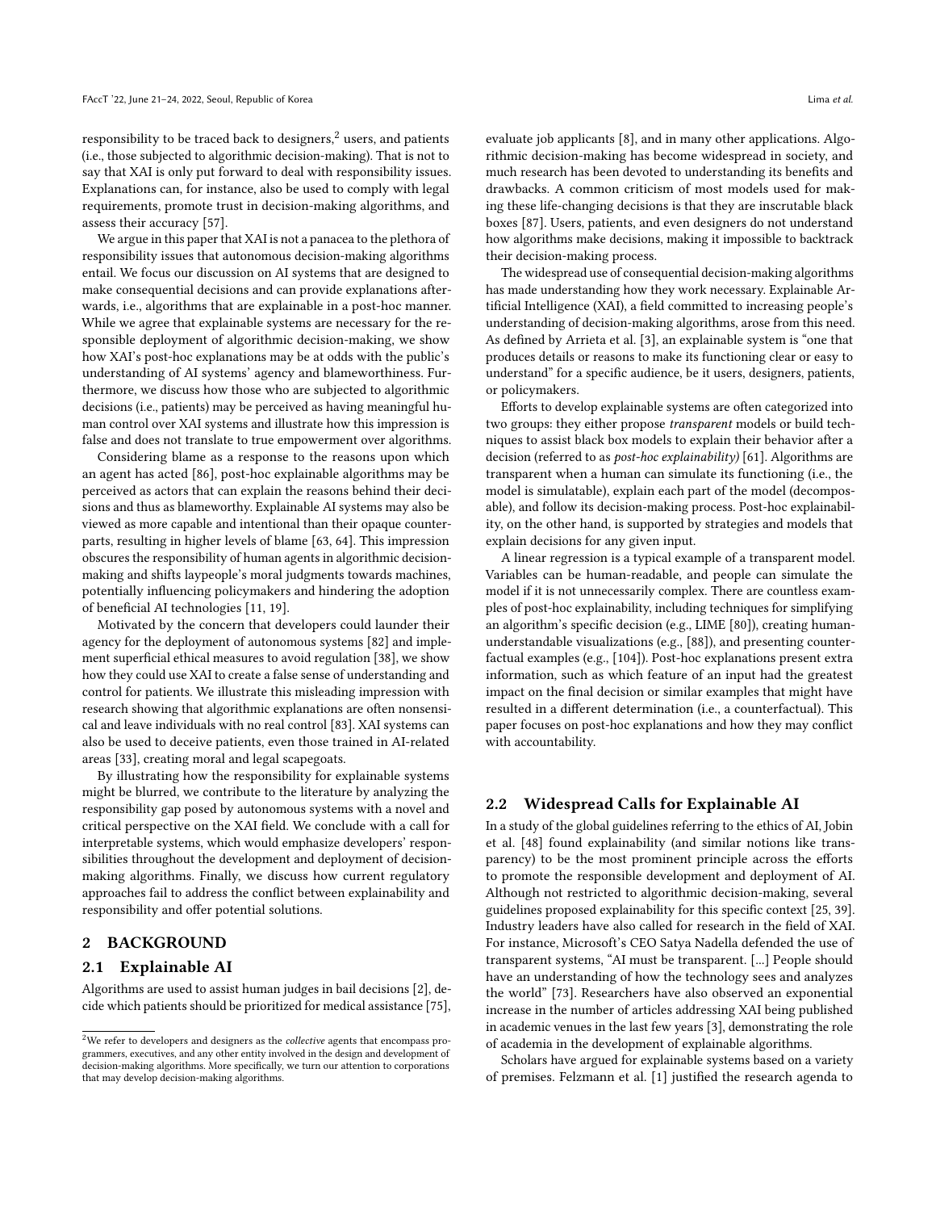responsibility to be traced back to designers,[2] users, and patients (i.e., those subjected to algorithmic decision-making). That is not to say that XAI is only put forward to deal with responsibility issues. Explanations can, for instance, also be used to comply with legal requirements, promote trust in decision-making algorithms, and assess their accuracy [57].

We argue in this paper that XAI is not a panacea to the plethora of responsibility issues that autonomous decision-making algorithms entail. We focus our discussion on AI systems that are designed to make consequential decisions and can provide explanations afterwards, i.e., algorithms that are explainable in a post-hoc manner. While we agree that explainable systems are necessary for the responsible deployment of algorithmic decision-making, we show how XAI's post-hoc explanations may be at odds with the public's understanding of AI systems' agency and blameworthiness. Furthermore, we discuss how those who are subjected to algorithmic decisions (i.e., patients) may be perceived as having meaningful human control over XAI systems and illustrate how this impression is false and does not translate to true empowerment over algorithms.

Considering blame as a response to the reasons upon which an agent has acted [86], post-hoc explainable algorithms may be perceived as actors that can explain the reasons behind their decisions and thus as blameworthy. Explainable AI systems may also be viewed as more capable and intentional than their opaque counterparts, resulting in higher levels of blame [63, 64]. This impression obscures the responsibility of human agents in algorithmic decision-making and shifts laypeople's moral judgments towards machines, potentially influencing policymakers and hindering the adoption of beneficial AI technologies [11, 19].

Motivated by the concern that developers could launder their agency for the deployment of autonomous systems [82] and implement superficial ethical measures to avoid regulation [38], we show how they could use XAI to create a false sense of understanding and control for patients. We illustrate this misleading impression with research showing that algorithmic explanations are often nonsensical and leave individuals with no real control [83]. XAI systems can also be used to deceive patients, even those trained in AI-related areas [33], creating moral and legal scapegoats.

By illustrating how the responsibility for explainable systems might be blurred, we contribute to the literature by analyzing the responsibility gap posed by autonomous systems with a novel and critical perspective on the XAI field. We conclude with a call for interpretable systems, which would emphasize developers' responsibilities throughout the development and deployment of decision-making algorithms. Finally, we discuss how current regulatory approaches fail to address the conflict between explainability and responsibility and offer potential solutions.

## 2 BACKGROUND

### 2.1 Explainable AI

Algorithms are used to assist human judges in bail decisions [2], decide which patients should be prioritized for medical assistance [75], evaluate job applicants [8], and in many other applications. Algorithmic decision-making has become widespread in society, and much research has been devoted to understanding its benefits and drawbacks. A common criticism of most models used for making these life-changing decisions is that they are inscrutable black boxes [87]. Users, patients, and even designers do not understand how algorithms make decisions, making it impossible to backtrack their decision-making process.

The widespread use of consequential decision-making algorithms has made understanding how they work necessary. Explainable Artificial Intelligence (XAI), a field committed to increasing people's understanding of decision-making algorithms, arose from this need. As defined by Arrieta et al. [3], an explainable system is "one that produces details or reasons to make its functioning clear or easy to understand" for a specific audience, be it users, designers, patients, or policymakers.

Efforts to develop explainable systems are often categorized into two groups: they either propose *transparent* models or build techniques to assist black box models to explain their behavior after a decision (referred to as *post-hoc explainability)* [61]. Algorithms are transparent when a human can simulate its functioning (i.e., the model is simulatable), explain each part of the model (decomposable), and follow its decision-making process. Post-hoc explainability, on the other hand, is supported by strategies and models that explain decisions for any given input.

A linear regression is a typical example of a transparent model. Variables can be human-readable, and people can simulate the model if it is not unnecessarily complex. There are countless examples of post-hoc explainability, including techniques for simplifying an algorithm's specific decision (e.g., LIME [80]), creating human-understandable visualizations (e.g., [88]), and presenting counterfactual examples (e.g., [104]). Post-hoc explanations present extra information, such as which feature of an input had the greatest impact on the final decision or similar examples that might have resulted in a different determination (i.e., a counterfactual). This paper focuses on post-hoc explanations and how they may conflict with accountability.

### 2.2 Widespread Calls for Explainable AI

In a study of the global guidelines referring to the ethics of AI, Jobin et al. [48] found explainability (and similar notions like transparency) to be the most prominent principle across the efforts to promote the responsible development and deployment of AI. Although not restricted to algorithmic decision-making, several guidelines proposed explainability for this specific context [25, 39]. Industry leaders have also called for research in the field of XAI. For instance, Microsoft's CEO Satya Nadella defended the use of transparent systems, "AI must be transparent. [...] People should have an understanding of how the technology sees and analyzes the world" [73]. Researchers have also observed an exponential increase in the number of articles addressing XAI being published in academic venues in the last few years [3], demonstrating the role of academia in the development of explainable algorithms.

Scholars have argued for explainable systems based on a variety of premises. Felzmann et al. [1] justified the research agenda to

[2] We refer to developers and designers as the *collective* agents that encompass programmers, executives, and any other entity involved in the design and development of decision-making algorithms. More specifically, we turn our attention to corporations that may develop decision-making algorithms.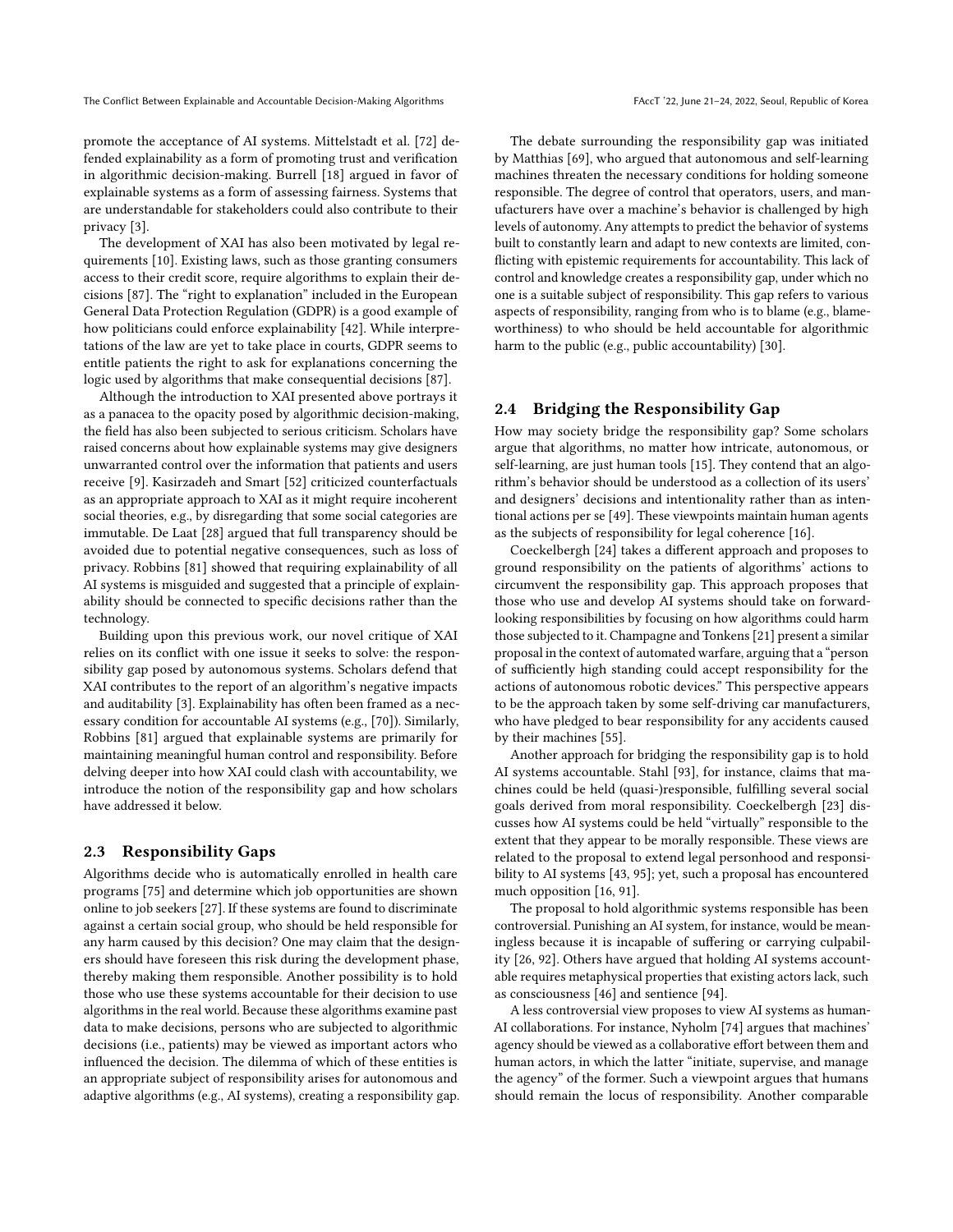promote the acceptance of AI systems. Mittelstadt et al. [72] defended explainability as a form of promoting trust and verification in algorithmic decision-making. Burrell [18] argued in favor of explainable systems as a form of assessing fairness. Systems that are understandable for stakeholders could also contribute to their privacy [3].

The development of XAI has also been motivated by legal requirements [10]. Existing laws, such as those granting consumers access to their credit score, require algorithms to explain their decisions [87]. The "right to explanation" included in the European General Data Protection Regulation (GDPR) is a good example of how politicians could enforce explainability [42]. While interpretations of the law are yet to take place in courts, GDPR seems to entitle patients the right to ask for explanations concerning the logic used by algorithms that make consequential decisions [87].

Although the introduction to XAI presented above portrays it as a panacea to the opacity posed by algorithmic decision-making, the field has also been subjected to serious criticism. Scholars have raised concerns about how explainable systems may give designers unwarranted control over the information that patients and users receive [9]. Kasirzadeh and Smart [52] criticized counterfactuals as an appropriate approach to XAI as it might require incoherent social theories, e.g., by disregarding that some social categories are immutable. De Laat [28] argued that full transparency should be avoided due to potential negative consequences, such as loss of privacy. Robbins [81] showed that requiring explainability of all AI systems is misguided and suggested that a principle of explainability should be connected to specific decisions rather than the technology.

Building upon this previous work, our novel critique of XAI relies on its conflict with one issue it seeks to solve: the responsibility gap posed by autonomous systems. Scholars defend that XAI contributes to the report of an algorithm's negative impacts and auditability [3]. Explainability has often been framed as a necessary condition for accountable AI systems (e.g., [70]). Similarly, Robbins [81] argued that explainable systems are primarily for maintaining meaningful human control and responsibility. Before delving deeper into how XAI could clash with accountability, we introduce the notion of the responsibility gap and how scholars have addressed it below.

## 2.3 Responsibility Gaps

Algorithms decide who is automatically enrolled in health care programs [75] and determine which job opportunities are shown online to job seekers [27]. If these systems are found to discriminate against a certain social group, who should be held responsible for any harm caused by this decision? One may claim that the designers should have foreseen this risk during the development phase, thereby making them responsible. Another possibility is to hold those who use these systems accountable for their decision to use algorithms in the real world. Because these algorithms examine past data to make decisions, persons who are subjected to algorithmic decisions (i.e., patients) may be viewed as important actors who influenced the decision. The dilemma of which of these entities is an appropriate subject of responsibility arises for autonomous and adaptive algorithms (e.g., AI systems), creating a responsibility gap.

The debate surrounding the responsibility gap was initiated by Matthias [69], who argued that autonomous and self-learning machines threaten the necessary conditions for holding someone responsible. The degree of control that operators, users, and manufacturers have over a machine's behavior is challenged by high levels of autonomy. Any attempts to predict the behavior of systems built to constantly learn and adapt to new contexts are limited, conflicting with epistemic requirements for accountability. This lack of control and knowledge creates a responsibility gap, under which no one is a suitable subject of responsibility. This gap refers to various aspects of responsibility, ranging from who is to blame (e.g., blameworthiness) to who should be held accountable for algorithmic harm to the public (e.g., public accountability) [30].

## 2.4 Bridging the Responsibility Gap

How may society bridge the responsibility gap? Some scholars argue that algorithms, no matter how intricate, autonomous, or self-learning, are just human tools [15]. They contend that an algorithm's behavior should be understood as a collection of its users' and designers' decisions and intentionality rather than as intentional actions per se [49]. These viewpoints maintain human agents as the subjects of responsibility for legal coherence [16].

Coeckelbergh [24] takes a different approach and proposes to ground responsibility on the patients of algorithms' actions to circumvent the responsibility gap. This approach proposes that those who use and develop AI systems should take on forward-looking responsibilities by focusing on how algorithms could harm those subjected to it. Champagne and Tonkens [21] present a similar proposal in the context of automated warfare, arguing that a "person of sufficiently high standing could accept responsibility for the actions of autonomous robotic devices." This perspective appears to be the approach taken by some self-driving car manufacturers, who have pledged to bear responsibility for any accidents caused by their machines [55].

Another approach for bridging the responsibility gap is to hold AI systems accountable. Stahl [93], for instance, claims that machines could be held (quasi-)responsible, fulfilling several social goals derived from moral responsibility. Coeckelbergh [23] discusses how AI systems could be held "virtually" responsible to the extent that they appear to be morally responsible. These views are related to the proposal to extend legal personhood and responsibility to AI systems [43, 95]; yet, such a proposal has encountered much opposition [16, 91].

The proposal to hold algorithmic systems responsible has been controversial. Punishing an AI system, for instance, would be meaningless because it is incapable of suffering or carrying culpability [26, 92]. Others have argued that holding AI systems accountable requires metaphysical properties that existing actors lack, such as consciousness [46] and sentience [94].

A less controversial view proposes to view AI systems as human-AI collaborations. For instance, Nyholm [74] argues that machines' agency should be viewed as a collaborative effort between them and human actors, in which the latter "initiate, supervise, and manage the agency" of the former. Such a viewpoint argues that humans should remain the locus of responsibility. Another comparable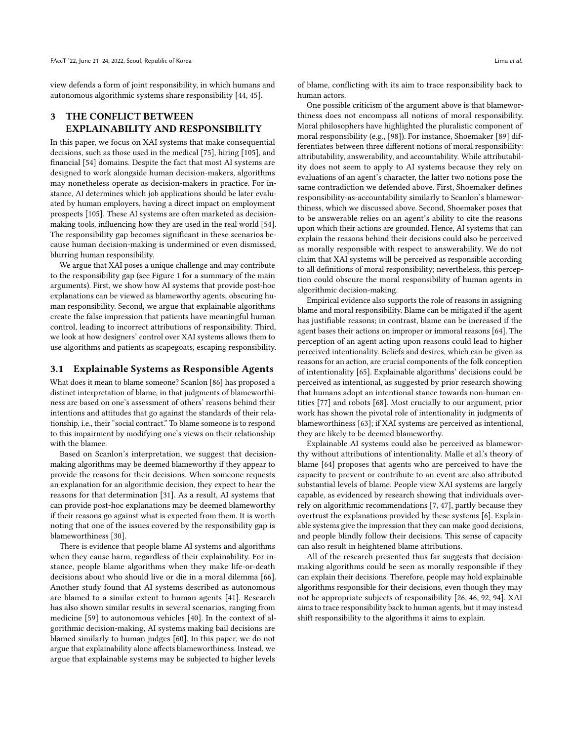view defends a form of joint responsibility, in which humans and autonomous algorithmic systems share responsibility [44, 45].

## 3 THE CONFLICT BETWEEN EXPLAINABILITY AND RESPONSIBILITY

In this paper, we focus on XAI systems that make consequential decisions, such as those used in the medical [75], hiring [105], and financial [54] domains. Despite the fact that most AI systems are designed to work alongside human decision-makers, algorithms may nonetheless operate as decision-makers in practice. For instance, AI determines which job applications should be later evaluated by human employers, having a direct impact on employment prospects [105]. These AI systems are often marketed as decision-making tools, influencing how they are used in the real world [54]. The responsibility gap becomes significant in these scenarios because human decision-making is undermined or even dismissed, blurring human responsibility.

We argue that XAI poses a unique challenge and may contribute to the responsibility gap (see Figure 1 for a summary of the main arguments). First, we show how AI systems that provide post-hoc explanations can be viewed as blameworthy agents, obscuring human responsibility. Second, we argue that explainable algorithms create the false impression that patients have meaningful human control, leading to incorrect attributions of responsibility. Third, we look at how designers' control over XAI systems allows them to use algorithms and patients as scapegoats, escaping responsibility.

### 3.1 Explainable Systems as Responsible Agents

What does it mean to blame someone? Scanlon [86] has proposed a distinct interpretation of blame, in that judgments of blameworthiness are based on one's assessment of others' reasons behind their intentions and attitudes that go against the standards of their relationship, i.e., their "social contract." To blame someone is to respond to this impairment by modifying one's views on their relationship with the blamee.

Based on Scanlon's interpretation, we suggest that decision-making algorithms may be deemed blameworthy if they appear to provide the reasons for their decisions. When someone requests an explanation for an algorithmic decision, they expect to hear the reasons for that determination [31]. As a result, AI systems that can provide post-hoc explanations may be deemed blameworthy if their reasons go against what is expected from them. It is worth noting that one of the issues covered by the responsibility gap is blameworthiness [30].

There is evidence that people blame AI systems and algorithms when they cause harm, regardless of their explainability. For instance, people blame algorithms when they make life-or-death decisions about who should live or die in a moral dilemma [66]. Another study found that AI systems described as autonomous are blamed to a similar extent to human agents [41]. Research has also shown similar results in several scenarios, ranging from medicine [59] to autonomous vehicles [40]. In the context of algorithmic decision-making, AI systems making bail decisions are blamed similarly to human judges [60]. In this paper, we do not argue that explainability alone affects blameworthiness. Instead, we argue that explainable systems may be subjected to higher levels of blame, conflicting with its aim to trace responsibility back to human actors.

One possible criticism of the argument above is that blameworthiness does not encompass all notions of moral responsibility. Moral philosophers have highlighted the pluralistic component of moral responsibility (e.g., [98]). For instance, Shoemaker [89] differentiates between three different notions of moral responsibility: attributability, answerability, and accountability. While attributability does not seem to apply to AI systems because they rely on evaluations of an agent's character, the latter two notions pose the same contradiction we defended above. First, Shoemaker defines responsibility-as-accountability similarly to Scanlon's blameworthiness, which we discussed above. Second, Shoemaker poses that to be answerable relies on an agent's ability to cite the reasons upon which their actions are grounded. Hence, AI systems that can explain the reasons behind their decisions could also be perceived as morally responsible with respect to answerability. We do not claim that XAI systems will be perceived as responsible according to all definitions of moral responsibility; nevertheless, this perception could obscure the moral responsibility of human agents in algorithmic decision-making.

Empirical evidence also supports the role of reasons in assigning blame and moral responsibility. Blame can be mitigated if the agent has justifiable reasons; in contrast, blame can be increased if the agent bases their actions on improper or immoral reasons [64]. The perception of an agent acting upon reasons could lead to higher perceived intentionality. Beliefs and desires, which can be given as reasons for an action, are crucial components of the folk conception of intentionality [65]. Explainable algorithms' decisions could be perceived as intentional, as suggested by prior research showing that humans adopt an intentional stance towards non-human entities [77] and robots [68]. Most crucially to our argument, prior work has shown the pivotal role of intentionality in judgments of blameworthiness [63]; if XAI systems are perceived as intentional, they are likely to be deemed blameworthy.

Explainable AI systems could also be perceived as blameworthy without attributions of intentionality. Malle et al.'s theory of blame [64] proposes that agents who are perceived to have the capacity to prevent or contribute to an event are also attributed substantial levels of blame. People view XAI systems are largely capable, as evidenced by research showing that individuals over-rely on algorithmic recommendations [7, 47], partly because they overtrust the explanations provided by these systems [6]. Explainable systems give the impression that they can make good decisions, and people blindly follow their decisions. This sense of capacity can also result in heightened blame attributions.

All of the research presented thus far suggests that decision-making algorithms could be seen as morally responsible if they can explain their decisions. Therefore, people may hold explainable algorithms responsible for their decisions, even though they may not be appropriate subjects of responsibility [26, 46, 92, 94]. XAI aims to trace responsibility back to human agents, but it may instead shift responsibility to the algorithms it aims to explain.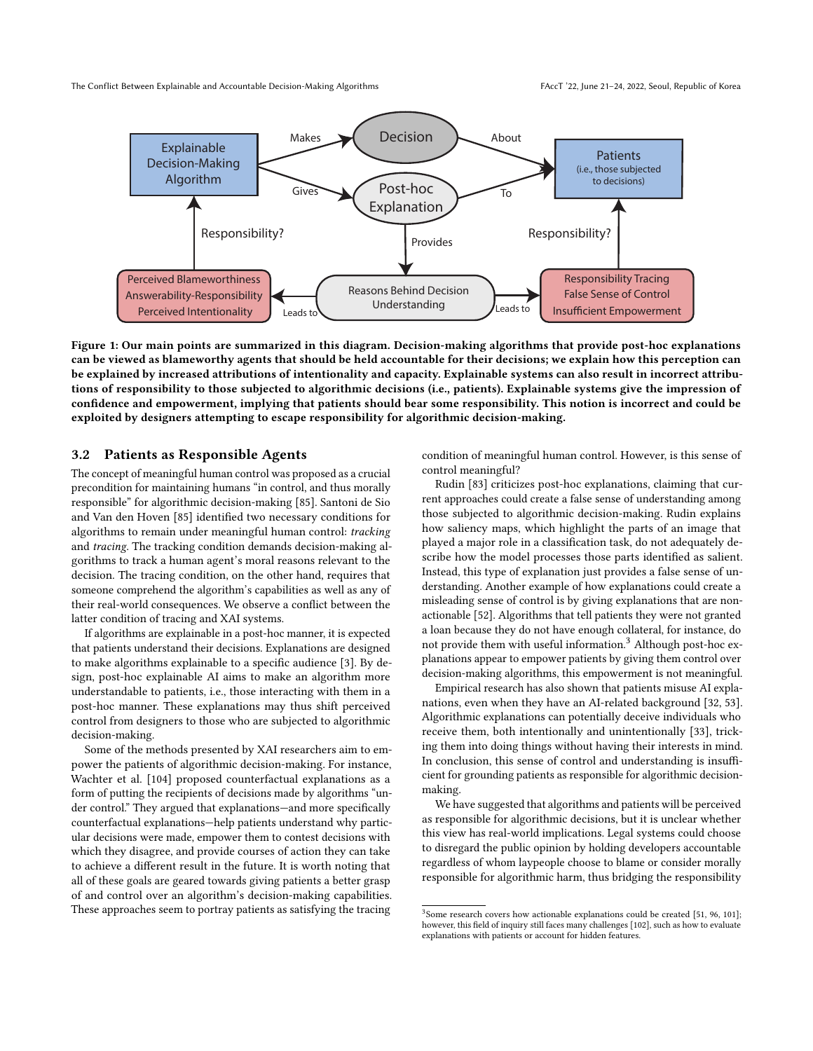Figure 1: Our main points are summarized in this diagram. Decision-making algorithms that provide post-hoc explanations can be viewed as blameworthy agents that should be held accountable for their decisions; we explain how this perception can be explained by increased attributions of intentionality and capacity. Explainable systems can also result in incorrect attributions of responsibility to those subjected to algorithmic decisions (i.e., patients). Explainable systems give the impression of confidence and empowerment, implying that patients should bear some responsibility. This notion is incorrect and could be exploited by designers attempting to escape responsibility for algorithmic decision-making.

### 3.2 Patients as Responsible Agents

The concept of meaningful human control was proposed as a crucial precondition for maintaining humans "in control, and thus morally responsible" for algorithmic decision-making [85]. Santoni de Sio and Van den Hoven [85] identified two necessary conditions for algorithms to remain under meaningful human control: *tracking* and *tracing*. The tracking condition demands decision-making algorithms to track a human agent's moral reasons relevant to the decision. The tracing condition, on the other hand, requires that someone comprehend the algorithm's capabilities as well as any of their real-world consequences. We observe a conflict between the latter condition of tracing and XAI systems.

If algorithms are explainable in a post-hoc manner, it is expected that patients understand their decisions. Explanations are designed to make algorithms explainable to a specific audience [3]. By design, post-hoc explainable AI aims to make an algorithm more understandable to patients, i.e., those interacting with them in a post-hoc manner. These explanations may thus shift perceived control from designers to those who are subjected to algorithmic decision-making.

Some of the methods presented by XAI researchers aim to empower the patients of algorithmic decision-making. For instance, Wachter et al. [104] proposed counterfactual explanations as a form of putting the recipients of decisions made by algorithms "under control." They argued that explanations—and more specifically counterfactual explanations—help patients understand why particular decisions were made, empower them to contest decisions with which they disagree, and provide courses of action they can take to achieve a different result in the future. It is worth noting that all of these goals are geared towards giving patients a better grasp of and control over an algorithm's decision-making capabilities. These approaches seem to portray patients as satisfying the tracing condition of meaningful human control. However, is this sense of control meaningful?

Rudin [83] criticizes post-hoc explanations, claiming that current approaches could create a false sense of understanding among those subjected to algorithmic decision-making. Rudin explains how saliency maps, which highlight the parts of an image that played a major role in a classification task, do not adequately describe how the model processes those parts identified as salient. Instead, this type of explanation just provides a false sense of understanding. Another example of how explanations could create a misleading sense of control is by giving explanations that are non-actionable [52]. Algorithms that tell patients they were not granted a loan because they do not have enough collateral, for instance, do not provide them with useful information.[3] Although post-hoc explanations appear to empower patients by giving them control over decision-making algorithms, this empowerment is not meaningful.

Empirical research has also shown that patients misuse AI explanations, even when they have an AI-related background [32, 53]. Algorithmic explanations can potentially deceive individuals who receive them, both intentionally and unintentionally [33], tricking them into doing things without having their interests in mind. In conclusion, this sense of control and understanding is insufficient for grounding patients as responsible for algorithmic decision-making.

We have suggested that algorithms and patients will be perceived as responsible for algorithmic decisions, but it is unclear whether this view has real-world implications. Legal systems could choose to disregard the public opinion by holding developers accountable regardless of whom laypeople choose to blame or consider morally responsible for algorithmic harm, thus bridging the responsibility

[3] Some research covers how actionable explanations could be created [51, 96, 101]; however, this field of inquiry still faces many challenges [102], such as how to evaluate explanations with patients or account for hidden features.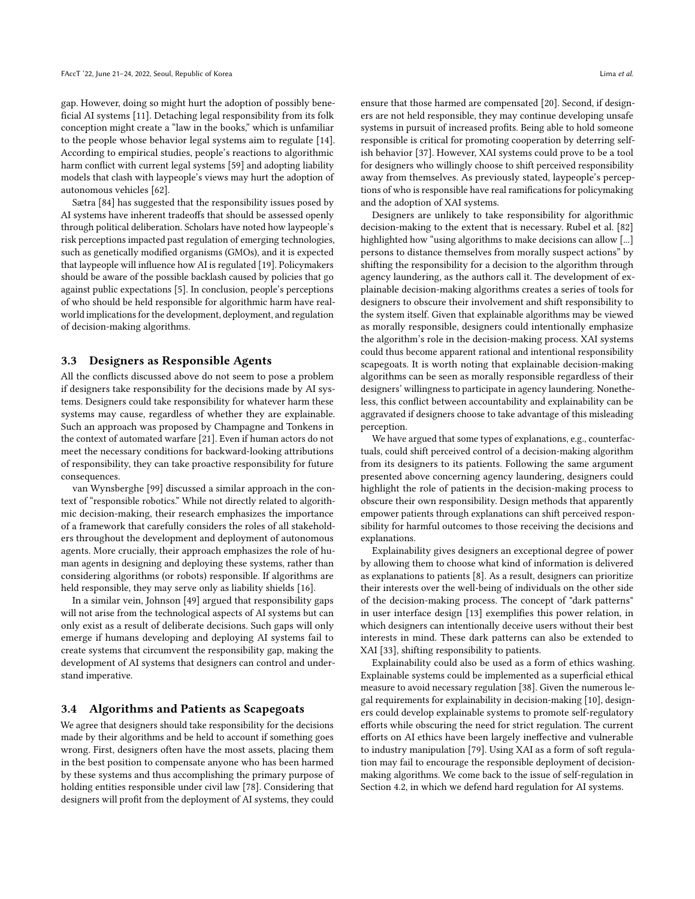gap. However, doing so might hurt the adoption of possibly beneficial AI systems [11]. Detaching legal responsibility from its folk conception might create a "law in the books," which is unfamiliar to the people whose behavior legal systems aim to regulate [14]. According to empirical studies, people's reactions to algorithmic harm conflict with current legal systems [59] and adopting liability models that clash with laypeople's views may hurt the adoption of autonomous vehicles [62].

Sætra [84] has suggested that the responsibility issues posed by AI systems have inherent tradeoffs that should be assessed openly through political deliberation. Scholars have noted how laypeople's risk perceptions impacted past regulation of emerging technologies, such as genetically modified organisms (GMOs), and it is expected that laypeople will influence how AI is regulated [19]. Policymakers should be aware of the possible backlash caused by policies that go against public expectations [5]. In conclusion, people's perceptions of who should be held responsible for algorithmic harm have real-world implications for the development, deployment, and regulation of decision-making algorithms.

### 3.3 Designers as Responsible Agents

All the conflicts discussed above do not seem to pose a problem if designers take responsibility for the decisions made by AI systems. Designers could take responsibility for whatever harm these systems may cause, regardless of whether they are explainable. Such an approach was proposed by Champagne and Tonkens in the context of automated warfare [21]. Even if human actors do not meet the necessary conditions for backward-looking attributions of responsibility, they can take proactive responsibility for future consequences.

van Wynsberghe [99] discussed a similar approach in the context of "responsible robotics." While not directly related to algorithmic decision-making, their research emphasizes the importance of a framework that carefully considers the roles of all stakeholders throughout the development and deployment of autonomous agents. More crucially, their approach emphasizes the role of human agents in designing and deploying these systems, rather than considering algorithms (or robots) responsible. If algorithms are held responsible, they may serve only as liability shields [16].

In a similar vein, Johnson [49] argued that responsibility gaps will not arise from the technological aspects of AI systems but can only exist as a result of deliberate decisions. Such gaps will only emerge if humans developing and deploying AI systems fail to create systems that circumvent the responsibility gap, making the development of AI systems that designers can control and understand imperative.

### 3.4 Algorithms and Patients as Scapegoats

We agree that designers should take responsibility for the decisions made by their algorithms and be held to account if something goes wrong. First, designers often have the most assets, placing them in the best position to compensate anyone who has been harmed by these systems and thus accomplishing the primary purpose of holding entities responsible under civil law [78]. Considering that designers will profit from the deployment of AI systems, they could ensure that those harmed are compensated [20]. Second, if designers are not held responsible, they may continue developing unsafe systems in pursuit of increased profits. Being able to hold someone responsible is critical for promoting cooperation by deterring selfish behavior [37]. However, XAI systems could prove to be a tool for designers who willingly choose to shift perceived responsibility away from themselves. As previously stated, laypeople's perceptions of who is responsible have real ramifications for policymaking and the adoption of XAI systems.

Designers are unlikely to take responsibility for algorithmic decision-making to the extent that is necessary. Rubel et al. [82] highlighted how "using algorithms to make decisions can allow [...] persons to distance themselves from morally suspect actions" by shifting the responsibility for a decision to the algorithm through agency laundering, as the authors call it. The development of explainable decision-making algorithms creates a series of tools for designers to obscure their involvement and shift responsibility to the system itself. Given that explainable algorithms may be viewed as morally responsible, designers could intentionally emphasize the algorithm's role in the decision-making process. XAI systems could thus become apparent rational and intentional responsibility scapegoats. It is worth noting that explainable decision-making algorithms can be seen as morally responsible regardless of their designers' willingness to participate in agency laundering. Nonetheless, this conflict between accountability and explainability can be aggravated if designers choose to take advantage of this misleading perception.

We have argued that some types of explanations, e.g., counterfactuals, could shift perceived control of a decision-making algorithm from its designers to its patients. Following the same argument presented above concerning agency laundering, designers could highlight the role of patients in the decision-making process to obscure their own responsibility. Design methods that apparently empower patients through explanations can shift perceived responsibility for harmful outcomes to those receiving the decisions and explanations.

Explainability gives designers an exceptional degree of power by allowing them to choose what kind of information is delivered as explanations to patients [8]. As a result, designers can prioritize their interests over the well-being of individuals on the other side of the decision-making process. The concept of "dark patterns" in user interface design [13] exemplifies this power relation, in which designers can intentionally deceive users without their best interests in mind. These dark patterns can also be extended to XAI [33], shifting responsibility to patients.

Explainability could also be used as a form of ethics washing. Explainable systems could be implemented as a superficial ethical measure to avoid necessary regulation [38]. Given the numerous legal requirements for explainability in decision-making [10], designers could develop explainable systems to promote self-regulatory efforts while obscuring the need for strict regulation. The current efforts on AI ethics have been largely ineffective and vulnerable to industry manipulation [79]. Using XAI as a form of soft regulation may fail to encourage the responsible deployment of decision-making algorithms. We come back to the issue of self-regulation in Section 4.2, in which we defend hard regulation for AI systems.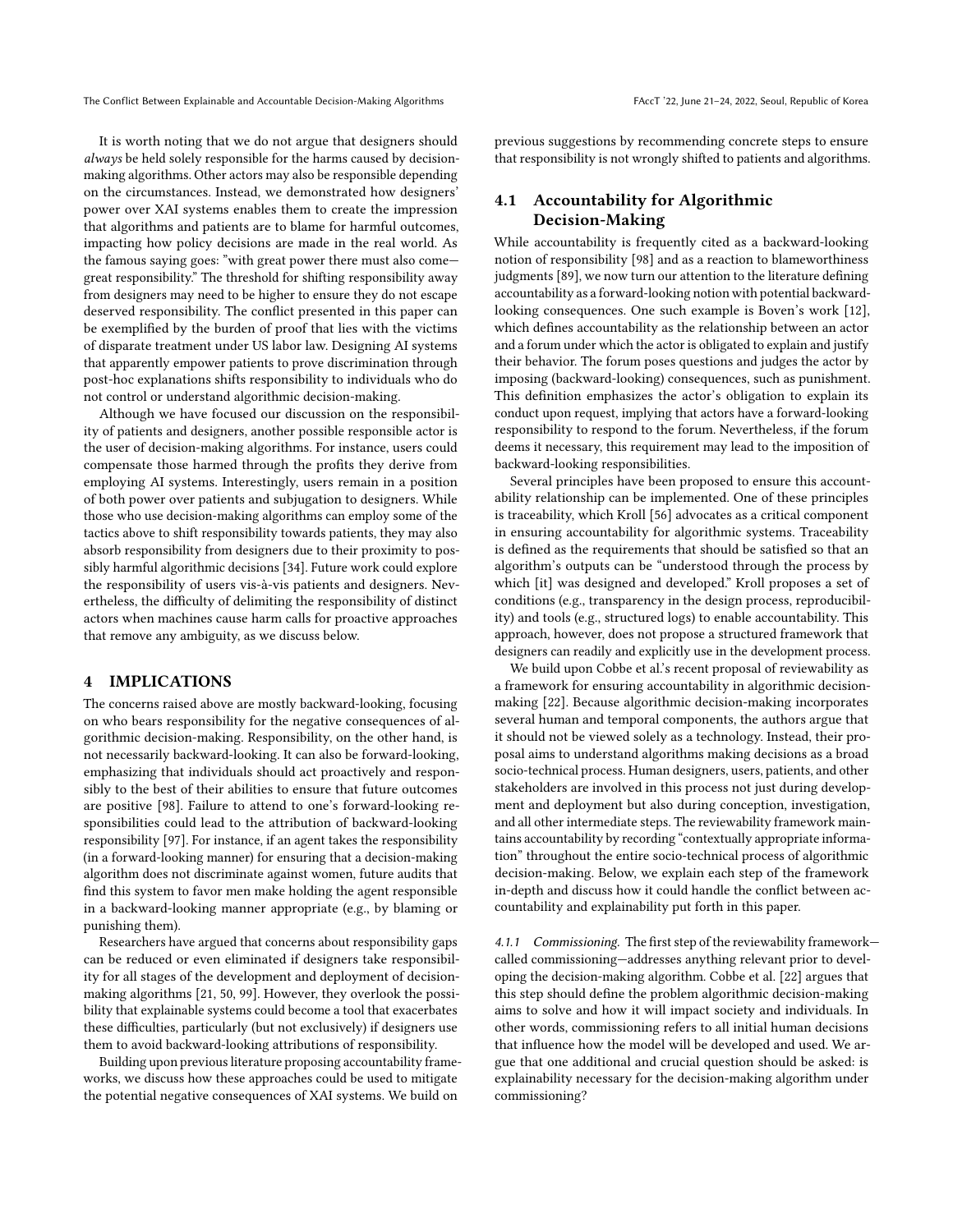It is worth noting that we do not argue that designers should *always* be held solely responsible for the harms caused by decision-making algorithms. Other actors may also be responsible depending on the circumstances. Instead, we demonstrated how designers' power over XAI systems enables them to create the impression that algorithms and patients are to blame for harmful outcomes, impacting how policy decisions are made in the real world. As the famous saying goes: "with great power there must also come—great responsibility." The threshold for shifting responsibility away from designers may need to be higher to ensure they do not escape deserved responsibility. The conflict presented in this paper can be exemplified by the burden of proof that lies with the victims of disparate treatment under US labor law. Designing AI systems that apparently empower patients to prove discrimination through post-hoc explanations shifts responsibility to individuals who do not control or understand algorithmic decision-making.

Although we have focused our discussion on the responsibility of patients and designers, another possible responsible actor is the user of decision-making algorithms. For instance, users could compensate those harmed through the profits they derive from employing AI systems. Interestingly, users remain in a position of both power over patients and subjugation to designers. While those who use decision-making algorithms can employ some of the tactics above to shift responsibility towards patients, they may also absorb responsibility from designers due to their proximity to possibly harmful algorithmic decisions [34]. Future work could explore the responsibility of users vis-à-vis patients and designers. Nevertheless, the difficulty of delimiting the responsibility of distinct actors when machines cause harm calls for proactive approaches that remove any ambiguity, as we discuss below.

## 4 IMPLICATIONS

The concerns raised above are mostly backward-looking, focusing on who bears responsibility for the negative consequences of algorithmic decision-making. Responsibility, on the other hand, is not necessarily backward-looking. It can also be forward-looking, emphasizing that individuals should act proactively and responsibly to the best of their abilities to ensure that future outcomes are positive [98]. Failure to attend to one's forward-looking responsibilities could lead to the attribution of backward-looking responsibility [97]. For instance, if an agent takes the responsibility (in a forward-looking manner) for ensuring that a decision-making algorithm does not discriminate against women, future audits that find this system to favor men make holding the agent responsible in a backward-looking manner appropriate (e.g., by blaming or punishing them).

Researchers have argued that concerns about responsibility gaps can be reduced or even eliminated if designers take responsibility for all stages of the development and deployment of decision-making algorithms [21, 50, 99]. However, they overlook the possibility that explainable systems could become a tool that exacerbates these difficulties, particularly (but not exclusively) if designers use them to avoid backward-looking attributions of responsibility.

Building upon previous literature proposing accountability frameworks, we discuss how these approaches could be used to mitigate the potential negative consequences of XAI systems. We build on previous suggestions by recommending concrete steps to ensure that responsibility is not wrongly shifted to patients and algorithms.

### 4.1 Accountability for Algorithmic Decision-Making

While accountability is frequently cited as a backward-looking notion of responsibility [98] and as a reaction to blameworthiness judgments [89], we now turn our attention to the literature defining accountability as a forward-looking notion with potential backward-looking consequences. One such example is Boven's work [12], which defines accountability as the relationship between an actor and a forum under which the actor is obligated to explain and justify their behavior. The forum poses questions and judges the actor by imposing (backward-looking) consequences, such as punishment. This definition emphasizes the actor's obligation to explain its conduct upon request, implying that actors have a forward-looking responsibility to respond to the forum. Nevertheless, if the forum deems it necessary, this requirement may lead to the imposition of backward-looking responsibilities.

Several principles have been proposed to ensure this accountability relationship can be implemented. One of these principles is traceability, which Kroll [56] advocates as a critical component in ensuring accountability for algorithmic systems. Traceability is defined as the requirements that should be satisfied so that an algorithm's outputs can be "understood through the process by which [it] was designed and developed." Kroll proposes a set of conditions (e.g., transparency in the design process, reproducibility) and tools (e.g., structured logs) to enable accountability. This approach, however, does not propose a structured framework that designers can readily and explicitly use in the development process.

We build upon Cobbe et al.'s recent proposal of reviewability as a framework for ensuring accountability in algorithmic decision-making [22]. Because algorithmic decision-making incorporates several human and temporal components, the authors argue that it should not be viewed solely as a technology. Instead, their proposal aims to understand algorithms making decisions as a broad socio-technical process. Human designers, users, patients, and other stakeholders are involved in this process not just during development and deployment but also during conception, investigation, and all other intermediate steps. The reviewability framework maintains accountability by recording "contextually appropriate information" throughout the entire socio-technical process of algorithmic decision-making. Below, we explain each step of the framework in-depth and discuss how it could handle the conflict between accountability and explainability put forth in this paper.

#### 4.1.1 *Commissioning.*

The first step of the reviewability framework—called commissioning—addresses anything relevant prior to developing the decision-making algorithm. Cobbe et al. [22] argues that this step should define the problem algorithmic decision-making aims to solve and how it will impact society and individuals. In other words, commissioning refers to all initial human decisions that influence how the model will be developed and used. We argue that one additional and crucial question should be asked: is explainability necessary for the decision-making algorithm under commissioning?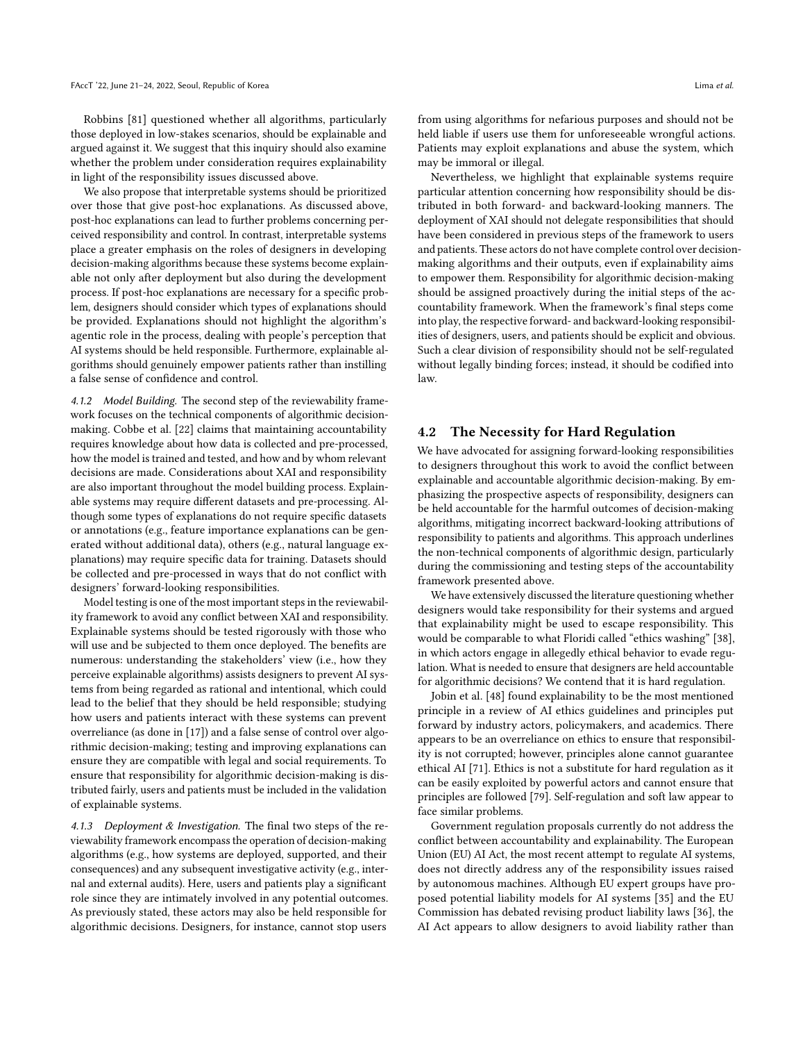Robbins [81] questioned whether all algorithms, particularly those deployed in low-stakes scenarios, should be explainable and argued against it. We suggest that this inquiry should also examine whether the problem under consideration requires explainability in light of the responsibility issues discussed above.

We also propose that interpretable systems should be prioritized over those that give post-hoc explanations. As discussed above, post-hoc explanations can lead to further problems concerning perceived responsibility and control. In contrast, interpretable systems place a greater emphasis on the roles of designers in developing decision-making algorithms because these systems become explainable not only after development but also during the development process. If post-hoc explanations are necessary for a specific problem, designers should consider which types of explanations should be provided. Explanations should not highlight the algorithm's agentic role in the process, dealing with people's perception that AI systems should be held responsible. Furthermore, explainable algorithms should genuinely empower patients rather than instilling a false sense of confidence and control.

#### 4.1.2 Model Building.

The second step of the reviewability framework focuses on the technical components of algorithmic decision-making. Cobbe et al. [22] claims that maintaining accountability requires knowledge about how data is collected and pre-processed, how the model is trained and tested, and how and by whom relevant decisions are made. Considerations about XAI and responsibility are also important throughout the model building process. Explainable systems may require different datasets and pre-processing. Although some types of explanations do not require specific datasets or annotations (e.g., feature importance explanations can be generated without additional data), others (e.g., natural language explanations) may require specific data for training. Datasets should be collected and pre-processed in ways that do not conflict with designers' forward-looking responsibilities.

Model testing is one of the most important steps in the reviewability framework to avoid any conflict between XAI and responsibility. Explainable systems should be tested rigorously with those who will use and be subjected to them once deployed. The benefits are numerous: understanding the stakeholders' view (i.e., how they perceive explainable algorithms) assists designers to prevent AI systems from being regarded as rational and intentional, which could lead to the belief that they should be held responsible; studying how users and patients interact with these systems can prevent overreliance (as done in [17]) and a false sense of control over algorithmic decision-making; testing and improving explanations can ensure they are compatible with legal and social requirements. To ensure that responsibility for algorithmic decision-making is distributed fairly, users and patients must be included in the validation of explainable systems.

#### 4.1.3 Deployment & Investigation.

The final two steps of the reviewability framework encompass the operation of decision-making algorithms (e.g., how systems are deployed, supported, and their consequences) and any subsequent investigative activity (e.g., internal and external audits). Here, users and patients play a significant role since they are intimately involved in any potential outcomes. As previously stated, these actors may also be held responsible for algorithmic decisions. Designers, for instance, cannot stop users from using algorithms for nefarious purposes and should not be held liable if users use them for unforeseeable wrongful actions. Patients may exploit explanations and abuse the system, which may be immoral or illegal.

Nevertheless, we highlight that explainable systems require particular attention concerning how responsibility should be distributed in both forward- and backward-looking manners. The deployment of XAI should not delegate responsibilities that should have been considered in previous steps of the framework to users and patients. These actors do not have complete control over decision-making algorithms and their outputs, even if explainability aims to empower them. Responsibility for algorithmic decision-making should be assigned proactively during the initial steps of the accountability framework. When the framework's final steps come into play, the respective forward- and backward-looking responsibilities of designers, users, and patients should be explicit and obvious. Such a clear division of responsibility should not be self-regulated without legally binding forces; instead, it should be codified into law.

### 4.2 The Necessity for Hard Regulation

We have advocated for assigning forward-looking responsibilities to designers throughout this work to avoid the conflict between explainable and accountable algorithmic decision-making. By emphasizing the prospective aspects of responsibility, designers can be held accountable for the harmful outcomes of decision-making algorithms, mitigating incorrect backward-looking attributions of responsibility to patients and algorithms. This approach underlines the non-technical components of algorithmic design, particularly during the commissioning and testing steps of the accountability framework presented above.

We have extensively discussed the literature questioning whether designers would take responsibility for their systems and argued that explainability might be used to escape responsibility. This would be comparable to what Floridi called "ethics washing" [38], in which actors engage in allegedly ethical behavior to evade regulation. What is needed to ensure that designers are held accountable for algorithmic decisions? We contend that it is hard regulation.

Jobin et al. [48] found explainability to be the most mentioned principle in a review of AI ethics guidelines and principles put forward by industry actors, policymakers, and academics. There appears to be an overreliance on ethics to ensure that responsibility is not corrupted; however, principles alone cannot guarantee ethical AI [71]. Ethics is not a substitute for hard regulation as it can be easily exploited by powerful actors and cannot ensure that principles are followed [79]. Self-regulation and soft law appear to face similar problems.

Government regulation proposals currently do not address the conflict between accountability and explainability. The European Union (EU) AI Act, the most recent attempt to regulate AI systems, does not directly address any of the responsibility issues raised by autonomous machines. Although EU expert groups have proposed potential liability models for AI systems [35] and the EU Commission has debated revising product liability laws [36], the AI Act appears to allow designers to avoid liability rather than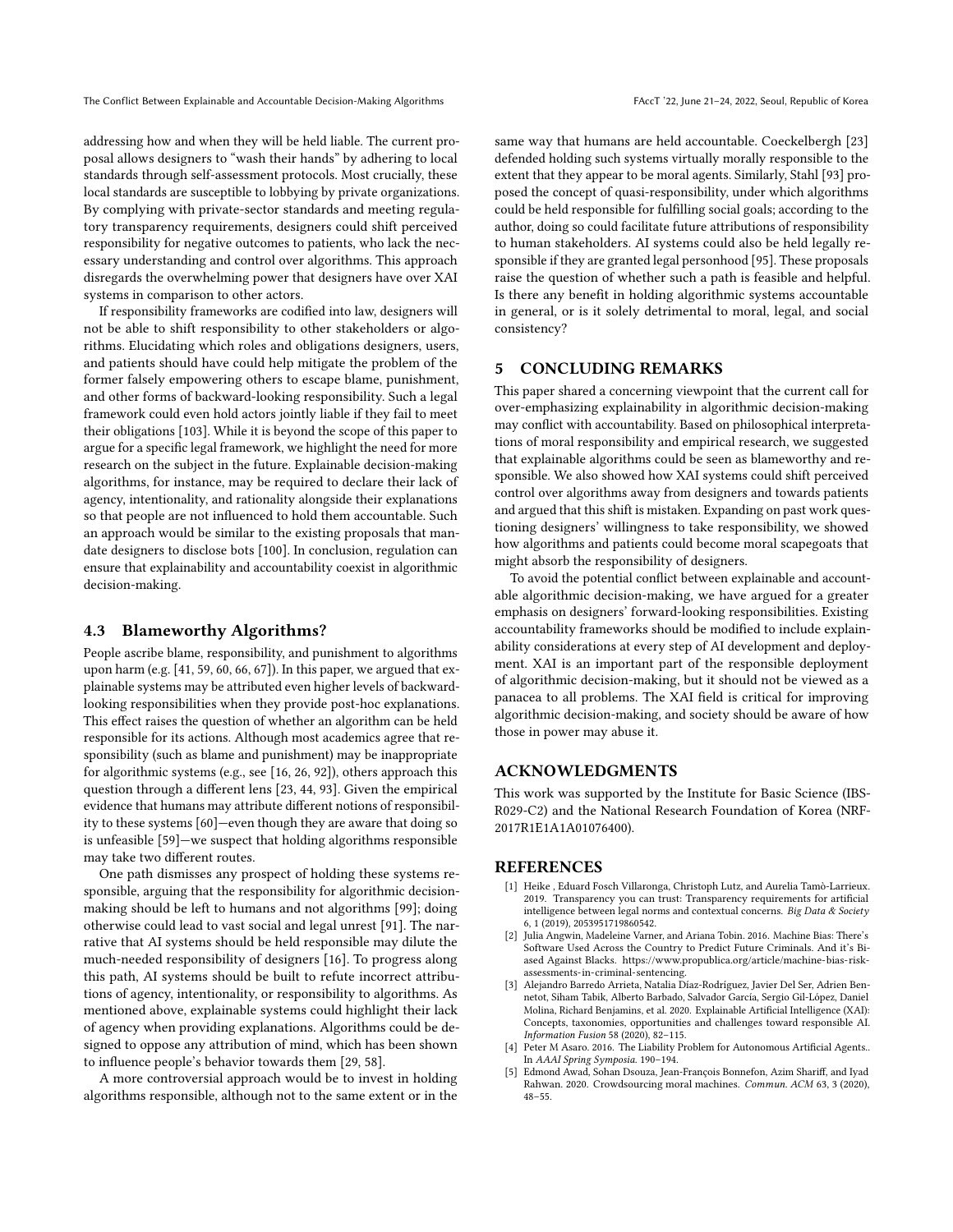addressing how and when they will be held liable. The current proposal allows designers to "wash their hands" by adhering to local standards through self-assessment protocols. Most crucially, these local standards are susceptible to lobbying by private organizations. By complying with private-sector standards and meeting regulatory transparency requirements, designers could shift perceived responsibility for negative outcomes to patients, who lack the necessary understanding and control over algorithms. This approach disregards the overwhelming power that designers have over XAI systems in comparison to other actors.

If responsibility frameworks are codified into law, designers will not be able to shift responsibility to other stakeholders or algorithms. Elucidating which roles and obligations designers, users, and patients should have could help mitigate the problem of the former falsely empowering others to escape blame, punishment, and other forms of backward-looking responsibility. Such a legal framework could even hold actors jointly liable if they fail to meet their obligations [103]. While it is beyond the scope of this paper to argue for a specific legal framework, we highlight the need for more research on the subject in the future. Explainable decision-making algorithms, for instance, may be required to declare their lack of agency, intentionality, and rationality alongside their explanations so that people are not influenced to hold them accountable. Such an approach would be similar to the existing proposals that mandate designers to disclose bots [100]. In conclusion, regulation can ensure that explainability and accountability coexist in algorithmic decision-making.

### 4.3 Blameworthy Algorithms?

People ascribe blame, responsibility, and punishment to algorithms upon harm (e.g. [41, 59, 60, 66, 67]). In this paper, we argued that explainable systems may be attributed even higher levels of backward-looking responsibilities when they provide post-hoc explanations. This effect raises the question of whether an algorithm can be held responsible for its actions. Although most academics agree that responsibility (such as blame and punishment) may be inappropriate for algorithmic systems (e.g., see [16, 26, 92]), others approach this question through a different lens [23, 44, 93]. Given the empirical evidence that humans may attribute different notions of responsibility to these systems [60]—even though they are aware that doing so is unfeasible [59]—we suspect that holding algorithms responsible may take two different routes.

One path dismisses any prospect of holding these systems responsible, arguing that the responsibility for algorithmic decision-making should be left to humans and not algorithms [99]; doing otherwise could lead to vast social and legal unrest [91]. The narrative that AI systems should be held responsible may dilute the much-needed responsibility of designers [16]. To progress along this path, AI systems should be built to refute incorrect attributions of agency, intentionality, or responsibility to algorithms. As mentioned above, explainable systems could highlight their lack of agency when providing explanations. Algorithms could be designed to oppose any attribution of mind, which has been shown to influence people's behavior towards them [29, 58].

A more controversial approach would be to invest in holding algorithms responsible, although not to the same extent or in the same way that humans are held accountable. Coeckelbergh [23] defended holding such systems virtually morally responsible to the extent that they appear to be moral agents. Similarly, Stahl [93] proposed the concept of quasi-responsibility, under which algorithms could be held responsible for fulfilling social goals; according to the author, doing so could facilitate future attributions of responsibility to human stakeholders. AI systems could also be held legally responsible if they are granted legal personhood [95]. These proposals raise the question of whether such a path is feasible and helpful. Is there any benefit in holding algorithmic systems accountable in general, or is it solely detrimental to moral, legal, and social consistency?

## 5 CONCLUDING REMARKS

This paper shared a concerning viewpoint that the current call for over-emphasizing explainability in algorithmic decision-making may conflict with accountability. Based on philosophical interpretations of moral responsibility and empirical research, we suggested that explainable algorithms could be seen as blameworthy and responsible. We also showed how XAI systems could shift perceived control over algorithms away from designers and towards patients and argued that this shift is mistaken. Expanding on past work questioning designers' willingness to take responsibility, we showed how algorithms and patients could become moral scapegoats that might absorb the responsibility of designers.

To avoid the potential conflict between explainable and accountable algorithmic decision-making, we have argued for a greater emphasis on designers' forward-looking responsibilities. Existing accountability frameworks should be modified to include explainability considerations at every step of AI development and deployment. XAI is an important part of the responsible deployment of algorithmic decision-making, but it should not be viewed as a panacea to all problems. The XAI field is critical for improving algorithmic decision-making, and society should be aware of how those in power may abuse it.

## ACKNOWLEDGMENTS

This work was supported by the Institute for Basic Science (IBS-R029-C2) and the National Research Foundation of Korea (NRF-2017R1E1A1A01076400).

## REFERENCES

[1] Heike , Eduard Fosch Villaronga, Christoph Lutz, and Aurelia Tamò-Larrieux. 2019. Transparency you can trust: Transparency requirements for artificial intelligence between legal norms and contextual concerns. *Big Data & Society* 6, 1 (2019), 2053951719860542.

[2] Julia Angwin, Madeleine Varner, and Ariana Tobin. 2016. Machine Bias: There's Software Used Across the Country to Predict Future Criminals. And it's Biased Against Blacks. https://www.propublica.org/article/machine-bias-risk-assessments-in-criminal-sentencing.

[3] Alejandro Barredo Arrieta, Natalia Díaz-Rodríguez, Javier Del Ser, Adrien Bennetot, Siham Tabik, Alberto Barbado, Salvador García, Sergio Gil-López, Daniel Molina, Richard Benjamins, et al. 2020. Explainable Artificial Intelligence (XAI): Concepts, taxonomies, opportunities and challenges toward responsible AI. *Information Fusion* 58 (2020), 82–115.

[4] Peter M Asaro. 2016. The Liability Problem for Autonomous Artificial Agents.. In *AAAI Spring Symposia*. 190–194.

[5] Edmond Awad, Sohan Dsouza, Jean-François Bonnefon, Azim Shariff, and Iyad Rahwan. 2020. Crowdsourcing moral machines. *Commun. ACM* 63, 3 (2020), 48–55.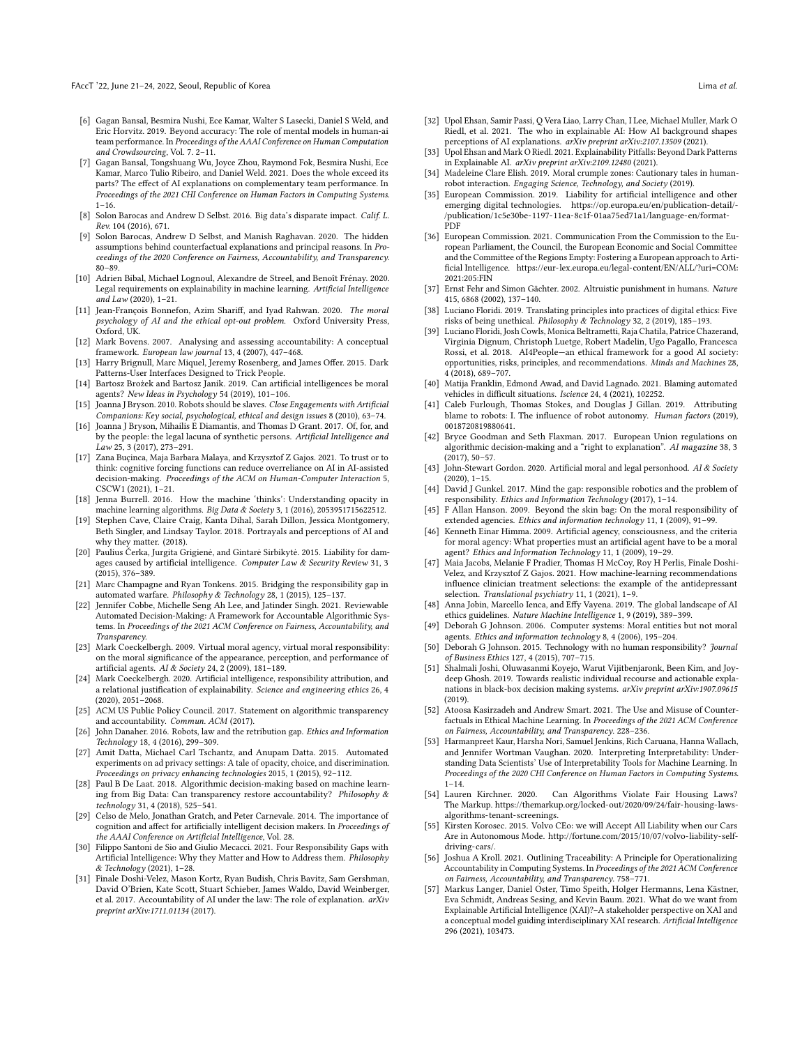[6] Gagan Bansal, Besmira Nushi, Ece Kamar, Walter S Lasecki, Daniel S Weld, and Eric Horvitz. 2019. Beyond accuracy: The role of mental models in human-ai team performance. In *Proceedings of the AAAI Conference on Human Computation and Crowdsourcing*, Vol. 7. 2–11.

[7] Gagan Bansal, Tongshuang Wu, Joyce Zhou, Raymond Fok, Besmira Nushi, Ece Kamar, Marco Tulio Ribeiro, and Daniel Weld. 2021. Does the whole exceed its parts? The effect of AI explanations on complementary team performance. In *Proceedings of the 2021 CHI Conference on Human Factors in Computing Systems*. 1–16.

[8] Solon Barocas and Andrew D Selbst. 2016. Big data's disparate impact. *Calif. L. Rev.* 104 (2016), 671.

[9] Solon Barocas, Andrew D Selbst, and Manish Raghavan. 2020. The hidden assumptions behind counterfactual explanations and principal reasons. In *Proceedings of the 2020 Conference on Fairness, Accountability, and Transparency*. 80–89.

[10] Adrien Bibal, Michael Lognoul, Alexandre de Streel, and Benoît Frénay. 2020. Legal requirements on explainability in machine learning. *Artificial Intelligence and Law* (2020), 1–21.

[11] Jean-François Bonnefon, Azim Shariff, and Iyad Rahwan. 2020. *The moral psychology of AI and the ethical opt-out problem*. Oxford University Press, Oxford, UK.

[12] Mark Bovens. 2007. Analysing and assessing accountability: A conceptual framework. *European law journal* 13, 4 (2007), 447–468.

[13] Harry Brignull, Marc Miquel, Jeremy Rosenberg, and James Offer. 2015. Dark Patterns-User Interfaces Designed to Trick People.

[14] Bartosz Brożek and Bartosz Janik. 2019. Can artificial intelligences be moral agents? *New Ideas in Psychology* 54 (2019), 101–106.

[15] Joanna J Bryson. 2010. Robots should be slaves. *Close Engagements with Artificial Companions: Key social, psychological, ethical and design issues* 8 (2010), 63–74.

[16] Joanna J Bryson, Mihailis E Diamantis, and Thomas D Grant. 2017. Of, for, and by the people: the legal lacuna of synthetic persons. *Artificial Intelligence and Law* 25, 3 (2017), 273–291.

[17] Zana Buçinca, Maja Barbara Malaya, and Krzysztof Z Gajos. 2021. To trust or to think: cognitive forcing functions can reduce overreliance on AI in AI-assisted decision-making. *Proceedings of the ACM on Human-Computer Interaction* 5, CSCW1 (2021), 1–21.

[18] Jenna Burrell. 2016. How the machine 'thinks': Understanding opacity in machine learning algorithms. *Big Data & Society* 3, 1 (2016), 2053951715622512.

[19] Stephen Cave, Claire Craig, Kanta Dihal, Sarah Dillon, Jessica Montgomery, Beth Singler, and Lindsay Taylor. 2018. Portrayals and perceptions of AI and why they matter. (2018).

[20] Paulius Čerka, Jurgita Grigienė, and Gintarė Sirbikytė. 2015. Liability for damages caused by artificial intelligence. *Computer Law & Security Review* 31, 3 (2015), 376–389.

[21] Marc Champagne and Ryan Tonkens. 2015. Bridging the responsibility gap in automated warfare. *Philosophy & Technology* 28, 1 (2015), 125–137.

[22] Jennifer Cobbe, Michelle Seng Ah Lee, and Jatinder Singh. 2021. Reviewable Automated Decision-Making: A Framework for Accountable Algorithmic Systems. In *Proceedings of the 2021 ACM Conference on Fairness, Accountability, and Transparency*.

[23] Mark Coeckelbergh. 2009. Virtual moral agency, virtual moral responsibility: on the moral significance of the appearance, perception, and performance of artificial agents. *AI & Society* 24, 2 (2009), 181–189.

[24] Mark Coeckelbergh. 2020. Artificial intelligence, responsibility attribution, and a relational justification of explainability. *Science and engineering ethics* 26, 4 (2020), 2051–2068.

[25] ACM US Public Policy Council. 2017. Statement on algorithmic transparency and accountability. *Commun. ACM* (2017).

[26] John Danaher. 2016. Robots, law and the retribution gap. *Ethics and Information Technology* 18, 4 (2016), 299–309.

[27] Amit Datta, Michael Carl Tschantz, and Anupam Datta. 2015. Automated experiments on ad privacy settings: A tale of opacity, choice, and discrimination. *Proceedings on privacy enhancing technologies* 2015, 1 (2015), 92–112.

[28] Paul B De Laat. 2018. Algorithmic decision-making based on machine learning from Big Data: Can transparency restore accountability? *Philosophy & technology* 31, 4 (2018), 525–541.

[29] Celso de Melo, Jonathan Gratch, and Peter Carnevale. 2014. The importance of cognition and affect for artificially intelligent decision makers. In *Proceedings of the AAAI Conference on Artificial Intelligence*, Vol. 28.

[30] Filippo Santoni de Sio and Giulio Mecacci. 2021. Four Responsibility Gaps with Artificial Intelligence: Why they Matter and How to Address them. *Philosophy & Technology* (2021), 1–28.

[31] Finale Doshi-Velez, Mason Kortz, Ryan Budish, Chris Bavitz, Sam Gershman, David O'Brien, Kate Scott, Stuart Schieber, James Waldo, David Weinberger, et al. 2017. Accountability of AI under the law: The role of explanation. *arXiv preprint arXiv:1711.01134* (2017).

[32] Upol Ehsan, Samir Passi, Q Vera Liao, Larry Chan, I Lee, Michael Muller, Mark O Riedl, et al. 2021. The who in explainable AI: How AI background shapes perceptions of AI explanations. *arXiv preprint arXiv:2107.13509* (2021).

[33] Upol Ehsan and Mark O Riedl. 2021. Explainability Pitfalls: Beyond Dark Patterns in Explainable AI. *arXiv preprint arXiv:2109.12480* (2021).

[34] Madeleine Clare Elish. 2019. Moral crumple zones: Cautionary tales in human-robot interaction. *Engaging Science, Technology, and Society* (2019).

[35] European Commission. 2019. Liability for artificial intelligence and other emerging digital technologies. https://op.europa.eu/en/publication-detail/-/publication/1c5e30be-1197-11ea-8c1f-01aa75ed71a1/language-en/format-PDF

[36] European Commission. 2021. Communication From the Commission to the European Parliament, the Council, the European Economic and Social Committee and the Committee of the Regions Empty: Fostering a European approach to Artificial Intelligence. https://eur-lex.europa.eu/legal-content/EN/ALL/?uri=COM:2021:205:FIN

[37] Ernst Fehr and Simon Gächter. 2002. Altruistic punishment in humans. *Nature* 415, 6868 (2002), 137–140.

[38] Luciano Floridi. 2019. Translating principles into practices of digital ethics: Five risks of being unethical. *Philosophy & Technology* 32, 2 (2019), 185–193.

[39] Luciano Floridi, Josh Cowls, Monica Beltrametti, Raja Chatila, Patrice Chazerand, Virginia Dignum, Christoph Luetge, Robert Madelin, Ugo Pagallo, Francesca Rossi, et al. 2018. AI4People—an ethical framework for a good AI society: opportunities, risks, principles, and recommendations. *Minds and Machines* 28, 4 (2018), 689–707.

[40] Matija Franklin, Edmond Awad, and David Lagnado. 2021. Blaming automated vehicles in difficult situations. *Iscience* 24, 4 (2021), 102252.

[41] Caleb Furlough, Thomas Stokes, and Douglas J Gillan. 2019. Attributing blame to robots: I. The influence of robot autonomy. *Human factors* (2019), 0018720819880641.

[42] Bryce Goodman and Seth Flaxman. 2017. European Union regulations on algorithmic decision-making and a "right to explanation". *AI magazine* 38, 3 (2017), 50–57.

[43] John-Stewart Gordon. 2020. Artificial moral and legal personhood. *AI & Society* (2020), 1–15.

[44] David J Gunkel. 2017. Mind the gap: responsible robotics and the problem of responsibility. *Ethics and Information Technology* (2017), 1–14.

[45] F Allan Hanson. 2009. Beyond the skin bag: On the moral responsibility of extended agencies. *Ethics and information technology* 11, 1 (2009), 91–99.

[46] Kenneth Einar Himma. 2009. Artificial agency, consciousness, and the criteria for moral agency: What properties must an artificial agent have to be a moral agent? *Ethics and Information Technology* 11, 1 (2009), 19–29.

[47] Maia Jacobs, Melanie F Pradier, Thomas H McCoy, Roy H Perlis, Finale Doshi-Velez, and Krzysztof Z Gajos. 2021. How machine-learning recommendations influence clinician treatment selections: the example of the antidepressant selection. *Translational psychiatry* 11, 1 (2021), 1–9.

[48] Anna Jobin, Marcello Ienca, and Effy Vayena. 2019. The global landscape of AI ethics guidelines. *Nature Machine Intelligence* 1, 9 (2019), 389–399.

[49] Deborah G Johnson. 2006. Computer systems: Moral entities but not moral agents. *Ethics and information technology* 8, 4 (2006), 195–204.

[50] Deborah G Johnson. 2015. Technology with no human responsibility? *Journal of Business Ethics* 127, 4 (2015), 707–715.

[51] Shalmali Joshi, Oluwasanmi Koyejo, Warut Vijitbenjaronk, Been Kim, and Joydeep Ghosh. 2019. Towards realistic individual recourse and actionable explanations in black-box decision making systems. *arXiv preprint arXiv:1907.09615* (2019).

[52] Atoosa Kasirzadeh and Andrew Smart. 2021. The Use and Misuse of Counterfactuals in Ethical Machine Learning. In *Proceedings of the 2021 ACM Conference on Fairness, Accountability, and Transparency*. 228–236.

[53] Harmanpreet Kaur, Harsha Nori, Samuel Jenkins, Rich Caruana, Hanna Wallach, and Jennifer Wortman Vaughan. 2020. Interpreting Interpretability: Understanding Data Scientists' Use of Interpretability Tools for Machine Learning. In *Proceedings of the 2020 CHI Conference on Human Factors in Computing Systems*. 1–14.

[54] Lauren Kirchner. 2020. Can Algorithms Violate Fair Housing Laws? The Markup. https://themarkup.org/locked-out/2020/09/24/fair-housing-laws-algorithms-tenant-screenings.

[55] Kirsten Korosec. 2015. Volvo CEo: we will Accept All Liability when our Cars Are in Autonomous Mode. http://fortune.com/2015/10/07/volvo-liability-self-driving-cars/.

[56] Joshua A Kroll. 2021. Outlining Traceability: A Principle for Operationalizing Accountability in Computing Systems. In *Proceedings of the 2021 ACM Conference on Fairness, Accountability, and Transparency*. 758–771.

[57] Markus Langer, Daniel Oster, Timo Speith, Holger Hermanns, Lena Kästner, Eva Schmidt, Andreas Sesing, and Kevin Baum. 2021. What do we want from Explainable Artificial Intelligence (XAI)?–A stakeholder perspective on XAI and a conceptual model guiding interdisciplinary XAI research. *Artificial Intelligence* 296 (2021), 103473.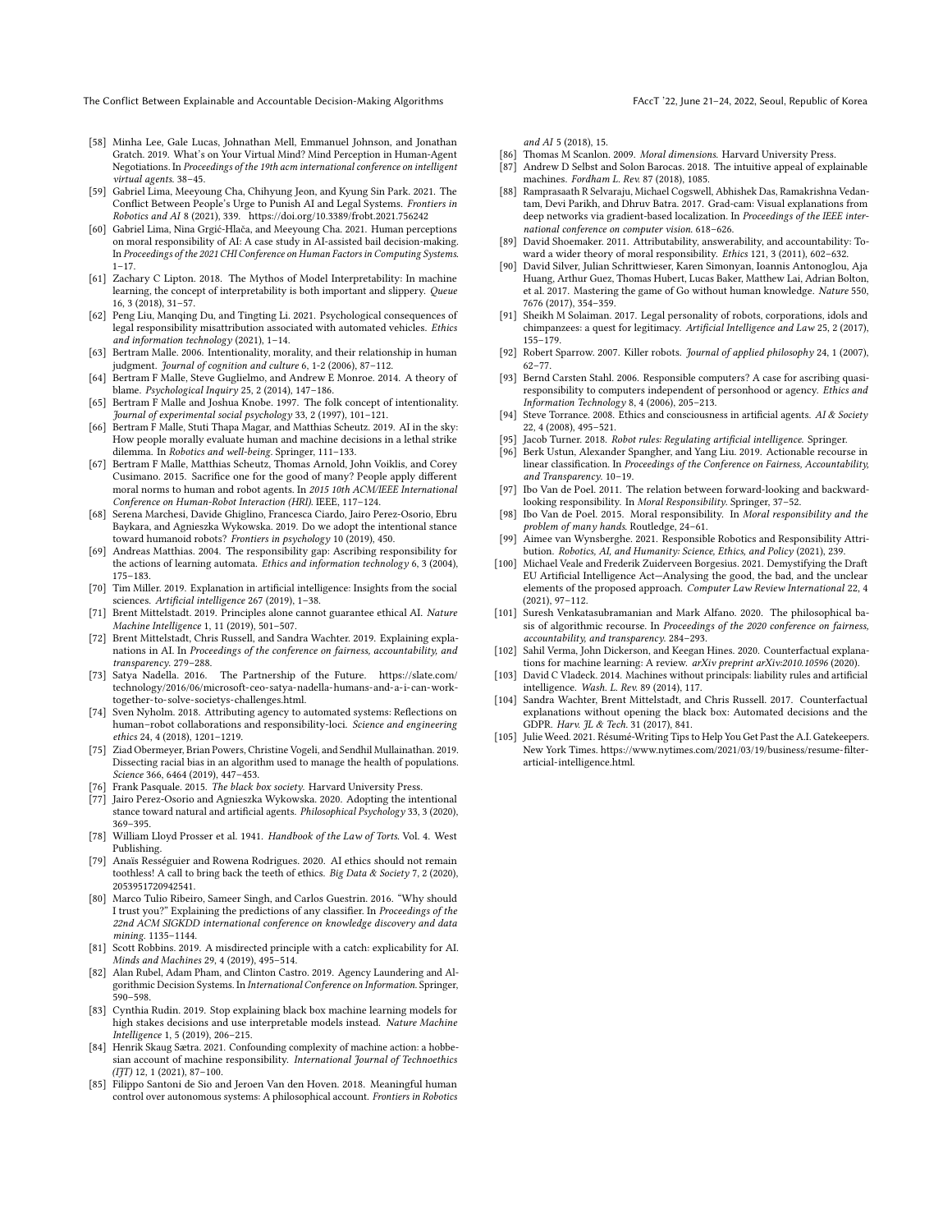[58] Minha Lee, Gale Lucas, Johnathan Mell, Emmanuel Johnson, and Jonathan Gratch. 2019. What's on Your Virtual Mind? Mind Perception in Human-Agent Negotiations. In *Proceedings of the 19th acm international conference on intelligent virtual agents*. 38–45.

[59] Gabriel Lima, Meeyoung Cha, Chihyung Jeon, and Kyung Sin Park. 2021. The Conflict Between People's Urge to Punish AI and Legal Systems. *Frontiers in Robotics and AI* 8 (2021), 339. https://doi.org/10.3389/frobt.2021.756242

[60] Gabriel Lima, Nina Grgić-Hlača, and Meeyoung Cha. 2021. Human perceptions on moral responsibility of AI: A case study in AI-assisted bail decision-making. In *Proceedings of the 2021 CHI Conference on Human Factors in Computing Systems*. 1–17.

[61] Zachary C Lipton. 2018. The Mythos of Model Interpretability: In machine learning, the concept of interpretability is both important and slippery. *Queue* 16, 3 (2018), 31–57.

[62] Peng Liu, Manqing Du, and Tingting Li. 2021. Psychological consequences of legal responsibility misattribution associated with automated vehicles. *Ethics and information technology* (2021), 1–14.

[63] Bertram Malle. 2006. Intentionality, morality, and their relationship in human judgment. *Journal of cognition and culture* 6, 1-2 (2006), 87–112.

[64] Bertram F Malle, Steve Guglielmo, and Andrew E Monroe. 2014. A theory of blame. *Psychological Inquiry* 25, 2 (2014), 147–186.

[65] Bertram F Malle and Joshua Knobe. 1997. The folk concept of intentionality. *Journal of experimental social psychology* 33, 2 (1997), 101–121.

[66] Bertram F Malle, Stuti Thapa Magar, and Matthias Scheutz. 2019. AI in the sky: How people morally evaluate human and machine decisions in a lethal strike dilemma. In *Robotics and well-being*. Springer, 111–133.

[67] Bertram F Malle, Matthias Scheutz, Thomas Arnold, John Voiklis, and Corey Cusimano. 2015. Sacrifice one for the good of many? People apply different moral norms to human and robot agents. In *2015 10th ACM/IEEE International Conference on Human-Robot Interaction (HRI)*. IEEE, 117–124.

[68] Serena Marchesi, Davide Ghiglino, Francesca Ciardo, Jairo Perez-Osorio, Ebru Baykara, and Agnieszka Wykowska. 2019. Do we adopt the intentional stance toward humanoid robots? *Frontiers in psychology* 10 (2019), 450.

[69] Andreas Matthias. 2004. The responsibility gap: Ascribing responsibility for the actions of learning automata. *Ethics and information technology* 6, 3 (2004), 175–183.

[70] Tim Miller. 2019. Explanation in artificial intelligence: Insights from the social sciences. *Artificial intelligence* 267 (2019), 1–38.

[71] Brent Mittelstadt. 2019. Principles alone cannot guarantee ethical AI. *Nature Machine Intelligence* 1, 11 (2019), 501–507.

[72] Brent Mittelstadt, Chris Russell, and Sandra Wachter. 2019. Explaining explanations in AI. In *Proceedings of the conference on fairness, accountability, and transparency*. 279–288.

[73] Satya Nadella. 2016. The Partnership of the Future. https://slate.com/technology/2016/06/microsoft-ceo-satya-nadella-humans-and-a-i-can-work-together-to-solve-societys-challenges.html.

[74] Sven Nyholm. 2018. Attributing agency to automated systems: Reflections on human–robot collaborations and responsibility-loci. *Science and engineering ethics* 24, 4 (2018), 1201–1219.

[75] Ziad Obermeyer, Brian Powers, Christine Vogeli, and Sendhil Mullainathan. 2019. Dissecting racial bias in an algorithm used to manage the health of populations. *Science* 366, 6464 (2019), 447–453.

[76] Frank Pasquale. 2015. *The black box society*. Harvard University Press.

[77] Jairo Perez-Osorio and Agnieszka Wykowska. 2020. Adopting the intentional stance toward natural and artificial agents. *Philosophical Psychology* 33, 3 (2020), 369–395.

[78] William Lloyd Prosser et al. 1941. *Handbook of the Law of Torts*. Vol. 4. West Publishing.

[79] Anaïs Rességuier and Rowena Rodrigues. 2020. AI ethics should not remain toothless! A call to bring back the teeth of ethics. *Big Data & Society* 7, 2 (2020), 2053951720942541.

[80] Marco Tulio Ribeiro, Sameer Singh, and Carlos Guestrin. 2016. "Why should I trust you?" Explaining the predictions of any classifier. In *Proceedings of the 22nd ACM SIGKDD international conference on knowledge discovery and data mining*. 1135–1144.

[81] Scott Robbins. 2019. A misdirected principle with a catch: explicability for AI. *Minds and Machines* 29, 4 (2019), 495–514.

[82] Alan Rubel, Adam Pham, and Clinton Castro. 2019. Agency Laundering and Algorithmic Decision Systems. In *International Conference on Information*. Springer, 590–598.

[83] Cynthia Rudin. 2019. Stop explaining black box machine learning models for high stakes decisions and use interpretable models instead. *Nature Machine Intelligence* 1, 5 (2019), 206–215.

[84] Henrik Skaug Sætra. 2021. Confounding complexity of machine action: a hobbesian account of machine responsibility. *International Journal of Technoethics (IJT)* 12, 1 (2021), 87–100.

[85] Filippo Santoni de Sio and Jeroen Van den Hoven. 2018. Meaningful human control over autonomous systems: A philosophical account. *Frontiers in Robotics and AI* 5 (2018), 15.

[86] Thomas M Scanlon. 2009. *Moral dimensions*. Harvard University Press.

[87] Andrew D Selbst and Solon Barocas. 2018. The intuitive appeal of explainable machines. *Fordham L. Rev.* 87 (2018), 1085.

[88] Ramprasaath R Selvaraju, Michael Cogswell, Abhishek Das, Ramakrishna Vedantam, Devi Parikh, and Dhruv Batra. 2017. Grad-cam: Visual explanations from deep networks via gradient-based localization. In *Proceedings of the IEEE international conference on computer vision*. 618–626.

[89] David Shoemaker. 2011. Attributability, answerability, and accountability: Toward a wider theory of moral responsibility. *Ethics* 121, 3 (2011), 602–632.

[90] David Silver, Julian Schrittwieser, Karen Simonyan, Ioannis Antonoglou, Aja Huang, Arthur Guez, Thomas Hubert, Lucas Baker, Matthew Lai, Adrian Bolton, et al. 2017. Mastering the game of Go without human knowledge. *Nature* 550, 7676 (2017), 354–359.

[91] Sheikh M Solaiman. 2017. Legal personality of robots, corporations, idols and chimpanzees: a quest for legitimacy. *Artificial Intelligence and Law* 25, 2 (2017), 155–179.

[92] Robert Sparrow. 2007. Killer robots. *Journal of applied philosophy* 24, 1 (2007), 62–77.

[93] Bernd Carsten Stahl. 2006. Responsible computers? A case for ascribing quasi-responsibility to computers independent of personhood or agency. *Ethics and Information Technology* 8, 4 (2006), 205–213.

[94] Steve Torrance. 2008. Ethics and consciousness in artificial agents. *AI & Society* 22, 4 (2008), 495–521.

[95] Jacob Turner. 2018. *Robot rules: Regulating artificial intelligence*. Springer.

[96] Berk Ustun, Alexander Spangher, and Yang Liu. 2019. Actionable recourse in linear classification. In *Proceedings of the Conference on Fairness, Accountability, and Transparency*. 10–19.

[97] Ibo Van de Poel. 2011. The relation between forward-looking and backward-looking responsibility. In *Moral Responsibility*. Springer, 37–52.

[98] Ibo Van de Poel. 2015. Moral responsibility. In *Moral responsibility and the problem of many hands*. Routledge, 24–61.

[99] Aimee van Wynsberghe. 2021. Responsible Robotics and Responsibility Attribution. *Robotics, AI, and Humanity: Science, Ethics, and Policy* (2021), 239.

[100] Michael Veale and Frederik Zuiderveen Borgesius. 2021. Demystifying the Draft EU Artificial Intelligence Act—Analysing the good, the bad, and the unclear elements of the proposed approach. *Computer Law Review International* 22, 4 (2021), 97–112.

[101] Suresh Venkatasubramanian and Mark Alfano. 2020. The philosophical basis of algorithmic recourse. In *Proceedings of the 2020 conference on fairness, accountability, and transparency*. 284–293.

[102] Sahil Verma, John Dickerson, and Keegan Hines. 2020. Counterfactual explanations for machine learning: A review. *arXiv preprint arXiv:2010.10596* (2020).

[103] David C Vladeck. 2014. Machines without principals: liability rules and artificial intelligence. *Wash. L. Rev.* 89 (2014), 117.

[104] Sandra Wachter, Brent Mittelstadt, and Chris Russell. 2017. Counterfactual explanations without opening the black box: Automated decisions and the GDPR. *Harv. JL & Tech.* 31 (2017), 841.

[105] Julie Weed. 2021. Résumé-Writing Tips to Help You Get Past the A.I. Gatekeepers. New York Times. https://www.nytimes.com/2021/03/19/business/resume-filter-articial-intelligence.html.